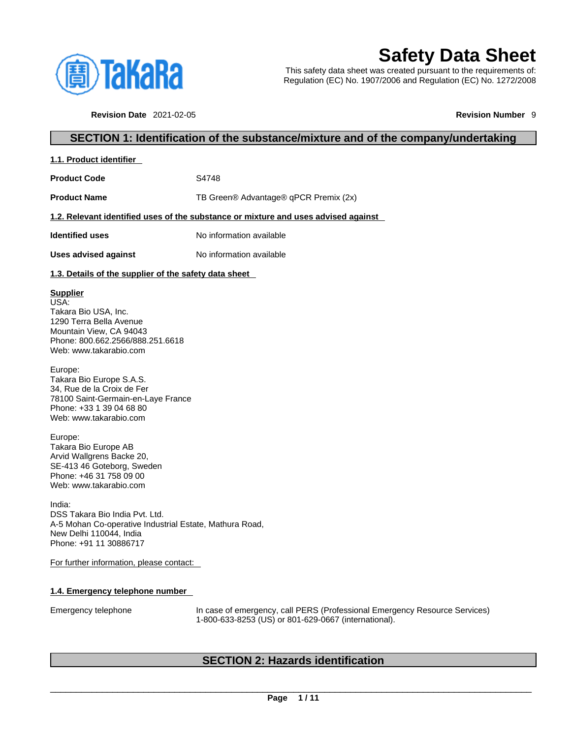# Safety Data Sheet

This safety data sheet was created pursuant to the requirements of:
Regulation (EC) No. 1907/2006 and Regulation (EC) No. 1272/2008

**Revision Date** 2021-02-05 **Revision Number** 9

## SECTION 1: Identification of the substance/mixture and of the company/undertaking

### 1.1. Product identifier

**Product Code** S4748

**Product Name** TB Green® Advantage® qPCR Premix (2x)

### 1.2. Relevant identified uses of the substance or mixture and uses advised against

**Identified uses** No information available

**Uses advised against** No information available

### 1.3. Details of the supplier of the safety data sheet

**Supplier**
USA:
Takara Bio USA, Inc.
1290 Terra Bella Avenue
Mountain View, CA 94043
Phone: 800.662.2566/888.251.6618
Web: www.takarabio.com

Europe:
Takara Bio Europe S.A.S.
34, Rue de la Croix de Fer
78100 Saint-Germain-en-Laye France
Phone: +33 1 39 04 68 80
Web: www.takarabio.com

Europe:
Takara Bio Europe AB
Arvid Wallgrens Backe 20,
SE-413 46 Goteborg, Sweden
Phone: +46 31 758 09 00
Web: www.takarabio.com

India:
DSS Takara Bio India Pvt. Ltd.
A-5 Mohan Co-operative Industrial Estate, Mathura Road,
New Delhi 110044, India
Phone: +91 11 30886717

For further information, please contact:

### 1.4. Emergency telephone number

Emergency telephone In case of emergency, call PERS (Professional Emergency Resource Services) 1-800-633-8253 (US) or 801-629-0667 (international).

## SECTION 2: Hazards identification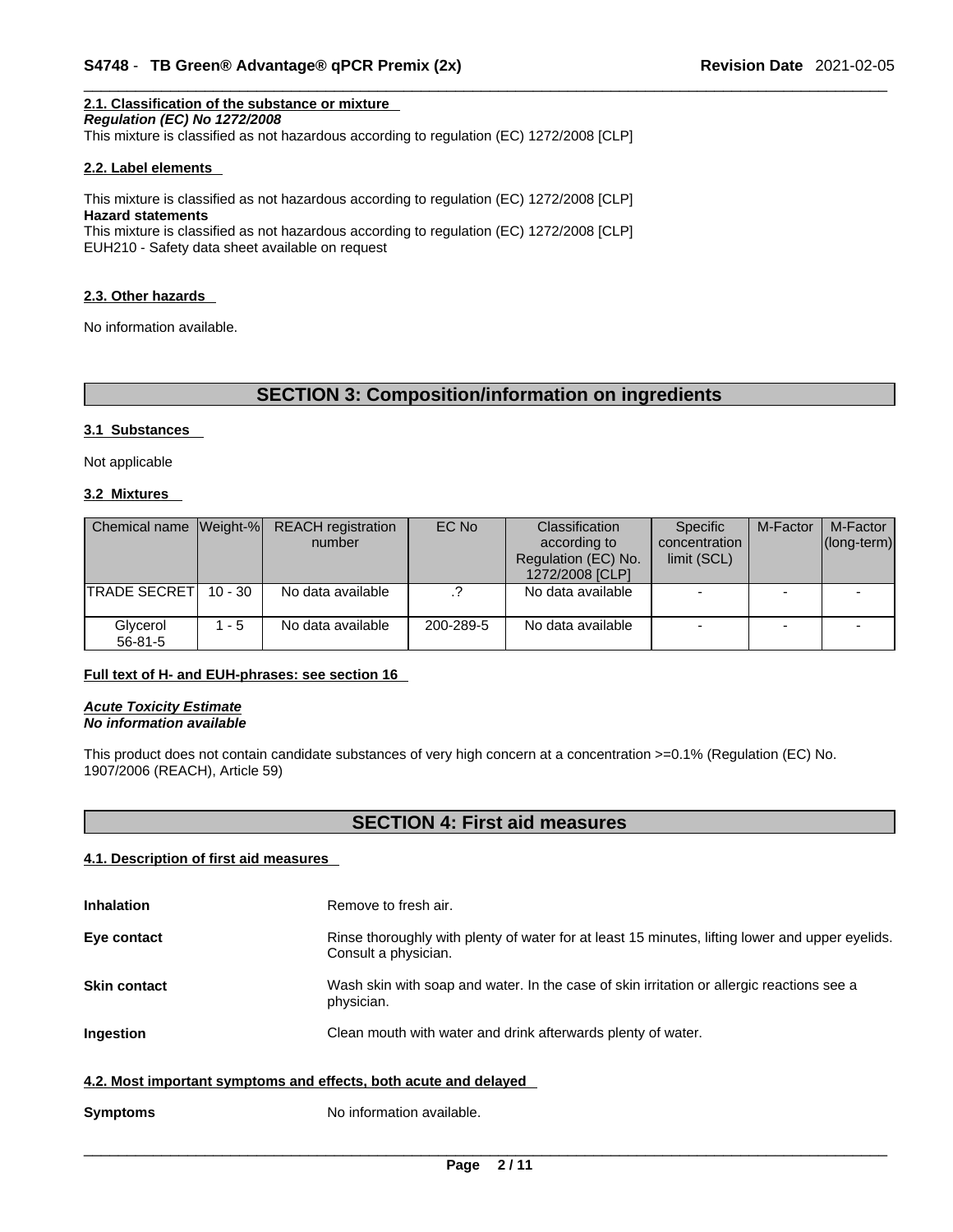#### 2.1. Classification of the substance or mixture

***Regulation (EC) No 1272/2008***

This mixture is classified as not hazardous according to regulation (EC) 1272/2008 [CLP]

#### 2.2. Label elements

This mixture is classified as not hazardous according to regulation (EC) 1272/2008 [CLP]

**Hazard statements**

This mixture is classified as not hazardous according to regulation (EC) 1272/2008 [CLP]

EUH210 - Safety data sheet available on request

#### 2.3. Other hazards

No information available.

## SECTION 3: Composition/information on ingredients

#### 3.1 Substances

Not applicable

#### 3.2 Mixtures

| Chemical name | Weight-% | REACH registration number | EC No | Classification according to Regulation (EC) No. 1272/2008 [CLP] | Specific concentration limit (SCL) | M-Factor | M-Factor (long-term) |
|---|---|---|---|---|---|---|---|
| TRADE SECRET | 10 - 30 | No data available | .? | No data available | - | - | - |
| Glycerol 56-81-5 | 1 - 5 | No data available | 200-289-5 | No data available | - | - | - |

**Full text of H- and EUH-phrases: see section 16**

***Acute Toxicity Estimate***
***No information available***

This product does not contain candidate substances of very high concern at a concentration >=0.1% (Regulation (EC) No. 1907/2006 (REACH), Article 59)

## SECTION 4: First aid measures

#### 4.1. Description of first aid measures

**Inhalation** Remove to fresh air.

**Eye contact** Rinse thoroughly with plenty of water for at least 15 minutes, lifting lower and upper eyelids. Consult a physician.

**Skin contact** Wash skin with soap and water. In the case of skin irritation or allergic reactions see a physician.

**Ingestion** Clean mouth with water and drink afterwards plenty of water.

#### 4.2. Most important symptoms and effects, both acute and delayed

**Symptoms** No information available.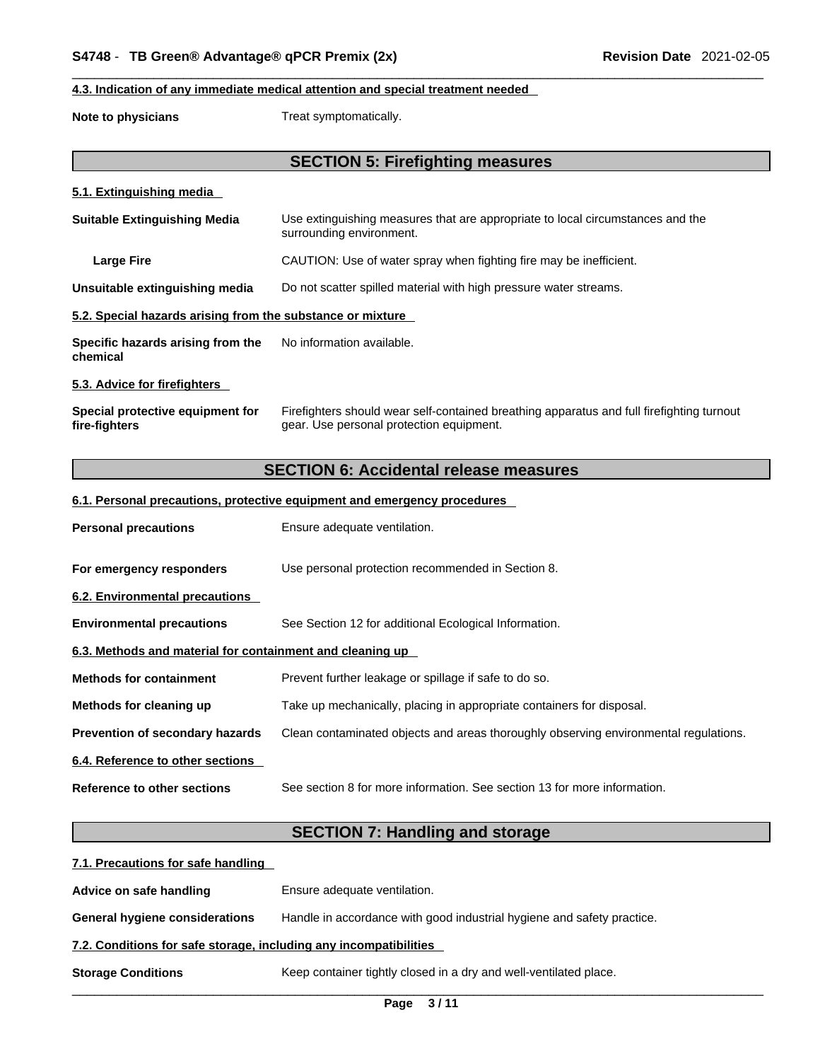#### 4.3. Indication of any immediate medical attention and special treatment needed

**Note to physicians** Treat symptomatically.

## SECTION 5: Firefighting measures

#### 5.1. Extinguishing media

**Suitable Extinguishing Media** Use extinguishing measures that are appropriate to local circumstances and the surrounding environment.

**Large Fire** CAUTION: Use of water spray when fighting fire may be inefficient.

**Unsuitable extinguishing media** Do not scatter spilled material with high pressure water streams.

#### 5.2. Special hazards arising from the substance or mixture

**Specific hazards arising from the chemical** No information available.

#### 5.3. Advice for firefighters

**Special protective equipment for fire-fighters** Firefighters should wear self-contained breathing apparatus and full firefighting turnout gear. Use personal protection equipment.

## SECTION 6: Accidental release measures

#### 6.1. Personal precautions, protective equipment and emergency procedures

**Personal precautions** Ensure adequate ventilation.

**For emergency responders** Use personal protection recommended in Section 8.

#### 6.2. Environmental precautions

**Environmental precautions** See Section 12 for additional Ecological Information.

#### 6.3. Methods and material for containment and cleaning up

**Methods for containment** Prevent further leakage or spillage if safe to do so.

**Methods for cleaning up** Take up mechanically, placing in appropriate containers for disposal.

**Prevention of secondary hazards** Clean contaminated objects and areas thoroughly observing environmental regulations.

#### 6.4. Reference to other sections

**Reference to other sections** See section 8 for more information. See section 13 for more information.

## SECTION 7: Handling and storage

#### 7.1. Precautions for safe handling

**Advice on safe handling** Ensure adequate ventilation.

**General hygiene considerations** Handle in accordance with good industrial hygiene and safety practice.

#### 7.2. Conditions for safe storage, including any incompatibilities

**Storage Conditions** Keep container tightly closed in a dry and well-ventilated place.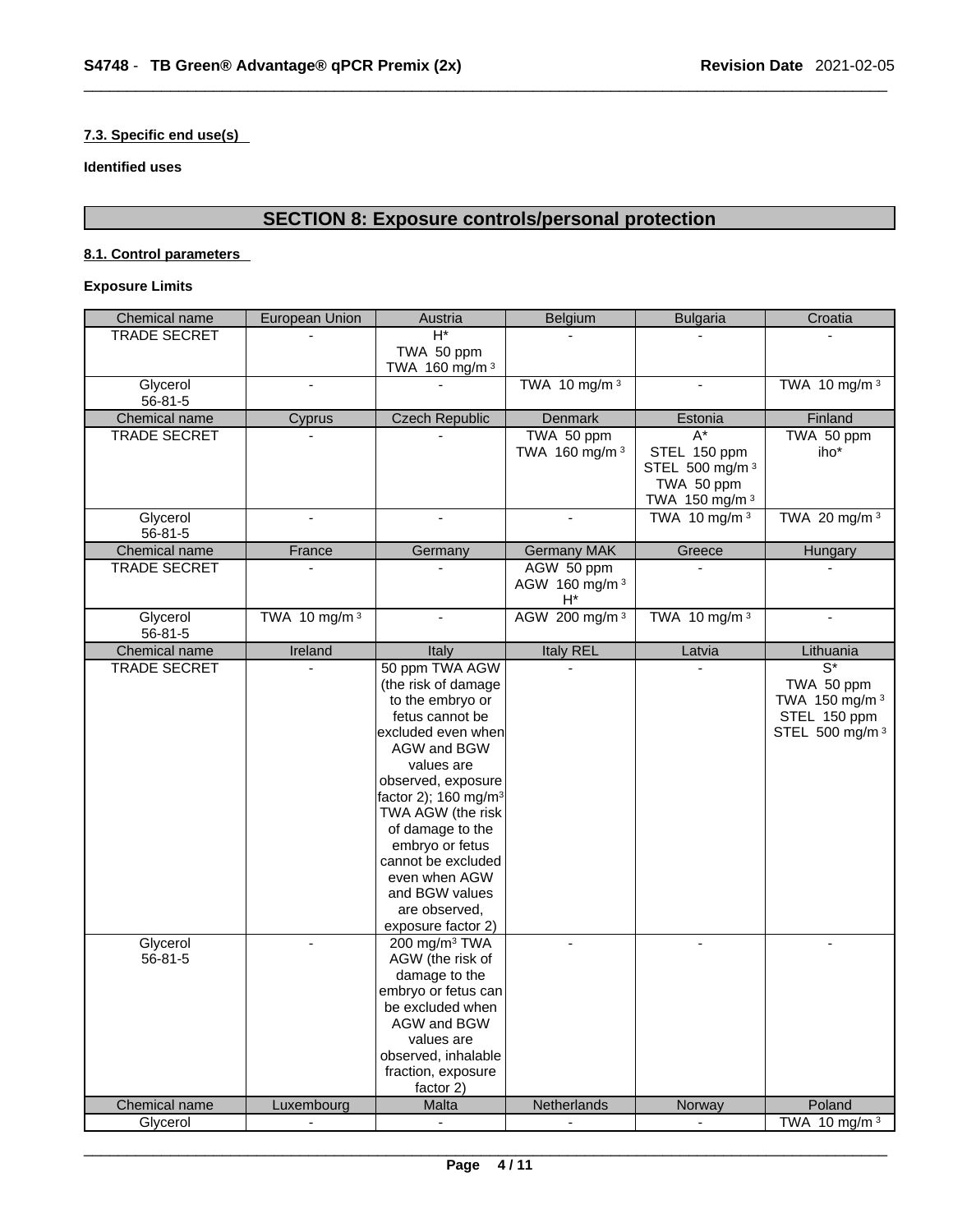#### 7.3. Specific end use(s)

**Identified uses**

## SECTION 8: Exposure controls/personal protection

#### 8.1. Control parameters

**Exposure Limits**

| Chemical name | European Union | Austria | Belgium | Bulgaria | Croatia |
|---|---|---|---|---|---|
| TRADE SECRET | - | H* <br> TWA 50 ppm <br> TWA 160 mg/m ³ | - | - | - |
| Glycerol <br> 56-81-5 | - | - | TWA 10 mg/m ³ | - | TWA 10 mg/m ³ |
| **Chemical name** | **Cyprus** | **Czech Republic** | **Denmark** | **Estonia** | **Finland** |
| TRADE SECRET | - | - | TWA 50 ppm <br> TWA 160 mg/m ³ | A* <br> STEL 150 ppm <br> STEL 500 mg/m ³ <br> TWA 50 ppm <br> TWA 150 mg/m ³ | TWA 50 ppm <br> iho* |
| Glycerol <br> 56-81-5 | - | - | - | TWA 10 mg/m ³ | TWA 20 mg/m ³ |
| **Chemical name** | **France** | **Germany** | **Germany MAK** | **Greece** | **Hungary** |
| TRADE SECRET | - | - | AGW 50 ppm <br> AGW 160 mg/m ³ <br> H* | - | - |
| Glycerol <br> 56-81-5 | TWA 10 mg/m ³ | - | AGW 200 mg/m ³ | TWA 10 mg/m ³ | - |
| **Chemical name** | **Ireland** | **Italy** | **Italy REL** | **Latvia** | **Lithuania** |
| TRADE SECRET | - | 50 ppm TWA AGW (the risk of damage to the embryo or fetus cannot be excluded even when AGW and BGW values are observed, exposure factor 2); 160 mg/m³ TWA AGW (the risk of damage to the embryo or fetus cannot be excluded even when AGW and BGW values are observed, exposure factor 2) | - | - | S* <br> TWA 50 ppm <br> TWA 150 mg/m ³ <br> STEL 150 ppm <br> STEL 500 mg/m ³ |
| Glycerol <br> 56-81-5 | - | 200 mg/m³ TWA AGW (the risk of damage to the embryo or fetus can be excluded when AGW and BGW values are observed, inhalable fraction, exposure factor 2) | - | - | - |
| **Chemical name** | **Luxembourg** | **Malta** | **Netherlands** | **Norway** | **Poland** |
| Glycerol | - | - | - | - | TWA 10 mg/m ³ |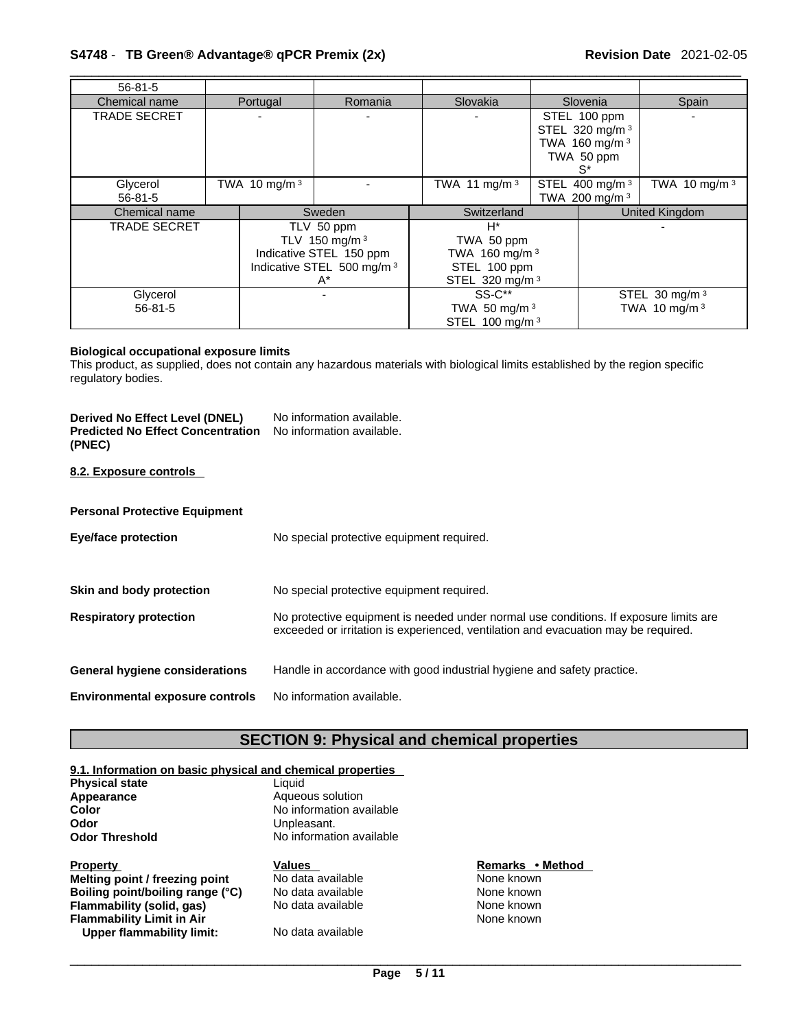| Chemical name | Portugal | Romania | Slovakia | Slovenia | Spain |
|---|---|---|---|---|---|
| 56-81-5 | | | | | |
| TRADE SECRET | - | - | - | STEL 100 ppm<br>STEL 320 mg/m ³<br>TWA 160 mg/m ³<br>TWA 50 ppm<br>S* | - |
| Glycerol<br>56-81-5 | TWA 10 mg/m ³ | - | TWA 11 mg/m ³ | STEL 400 mg/m ³<br>TWA 200 mg/m ³ | TWA 10 mg/m ³ |

| Chemical name | Sweden | Switzerland | United Kingdom |
|---|---|---|---|
| TRADE SECRET | TLV 50 ppm<br>TLV 150 mg/m ³<br>Indicative STEL 150 ppm<br>Indicative STEL 500 mg/m ³<br>A* | H*<br>TWA 50 ppm<br>TWA 160 mg/m ³<br>STEL 100 ppm<br>STEL 320 mg/m ³ | - |
| Glycerol<br>56-81-5 | - | SS-C**<br>TWA 50 mg/m ³<br>STEL 100 mg/m ³ | STEL 30 mg/m ³<br>TWA 10 mg/m ³ |

**Biological occupational exposure limits**
This product, as supplied, does not contain any hazardous materials with biological limits established by the region specific regulatory bodies.

**Derived No Effect Level (DNEL)** No information available.
**Predicted No Effect Concentration (PNEC)** No information available.

**8.2. Exposure controls**

**Personal Protective Equipment**

**Eye/face protection** No special protective equipment required.

**Skin and body protection** No special protective equipment required.

**Respiratory protection** No protective equipment is needed under normal use conditions. If exposure limits are exceeded or irritation is experienced, ventilation and evacuation may be required.

**General hygiene considerations** Handle in accordance with good industrial hygiene and safety practice.

**Environmental exposure controls** No information available.

## SECTION 9: Physical and chemical properties

**9.1. Information on basic physical and chemical properties**

**Physical state** Liquid
**Appearance** Aqueous solution
**Color** No information available
**Odor** Unpleasant.
**Odor Threshold** No information available

| Property | Values | Remarks • Method |
|---|---|---|
| **Melting point / freezing point** | No data available | None known |
| **Boiling point/boiling range (°C)** | No data available | None known |
| **Flammability (solid, gas)** | No data available | None known |
| **Flammability Limit in Air** | | None known |
| **Upper flammability limit:** | No data available | |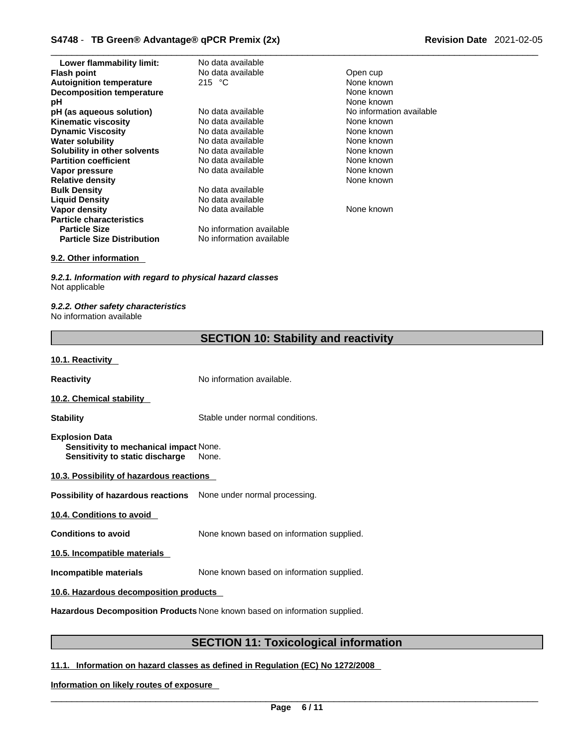| Property | Values | Remarks • Method |
|---|---|---|
| **Lower flammability limit:** | No data available | |
| **Flash point** | No data available | Open cup |
| **Autoignition temperature** | 215 °C | None known |
| **Decomposition temperature** | | None known |
| **pH** | | None known |
| **pH (as aqueous solution)** | No data available | No information available |
| **Kinematic viscosity** | No data available | None known |
| **Dynamic Viscosity** | No data available | None known |
| **Water solubility** | No data available | None known |
| **Solubility in other solvents** | No data available | None known |
| **Partition coefficient** | No data available | None known |
| **Vapor pressure** | No data available | None known |
| **Relative density** | | None known |
| **Bulk Density** | No data available | |
| **Liquid Density** | No data available | |
| **Vapor density** | No data available | None known |
| **Particle characteristics** | | |
| **Particle Size** | No information available | |
| **Particle Size Distribution** | No information available | |

**9.2. Other information**

***9.2.1. Information with regard to physical hazard classes***

Not applicable

***9.2.2. Other safety characteristics***

No information available

## SECTION 10: Stability and reactivity

**10.1. Reactivity**

**Reactivity** No information available.

**10.2. Chemical stability**

**Stability** Stable under normal conditions.

**Explosion Data**

**Sensitivity to mechanical impact** None.

**Sensitivity to static discharge** None.

**10.3. Possibility of hazardous reactions**

**Possibility of hazardous reactions** None under normal processing.

**10.4. Conditions to avoid**

**Conditions to avoid** None known based on information supplied.

**10.5. Incompatible materials**

**Incompatible materials** None known based on information supplied.

**10.6. Hazardous decomposition products**

**Hazardous Decomposition Products** None known based on information supplied.

## SECTION 11: Toxicological information

**11.1. Information on hazard classes as defined in Regulation (EC) No 1272/2008**

**Information on likely routes of exposure**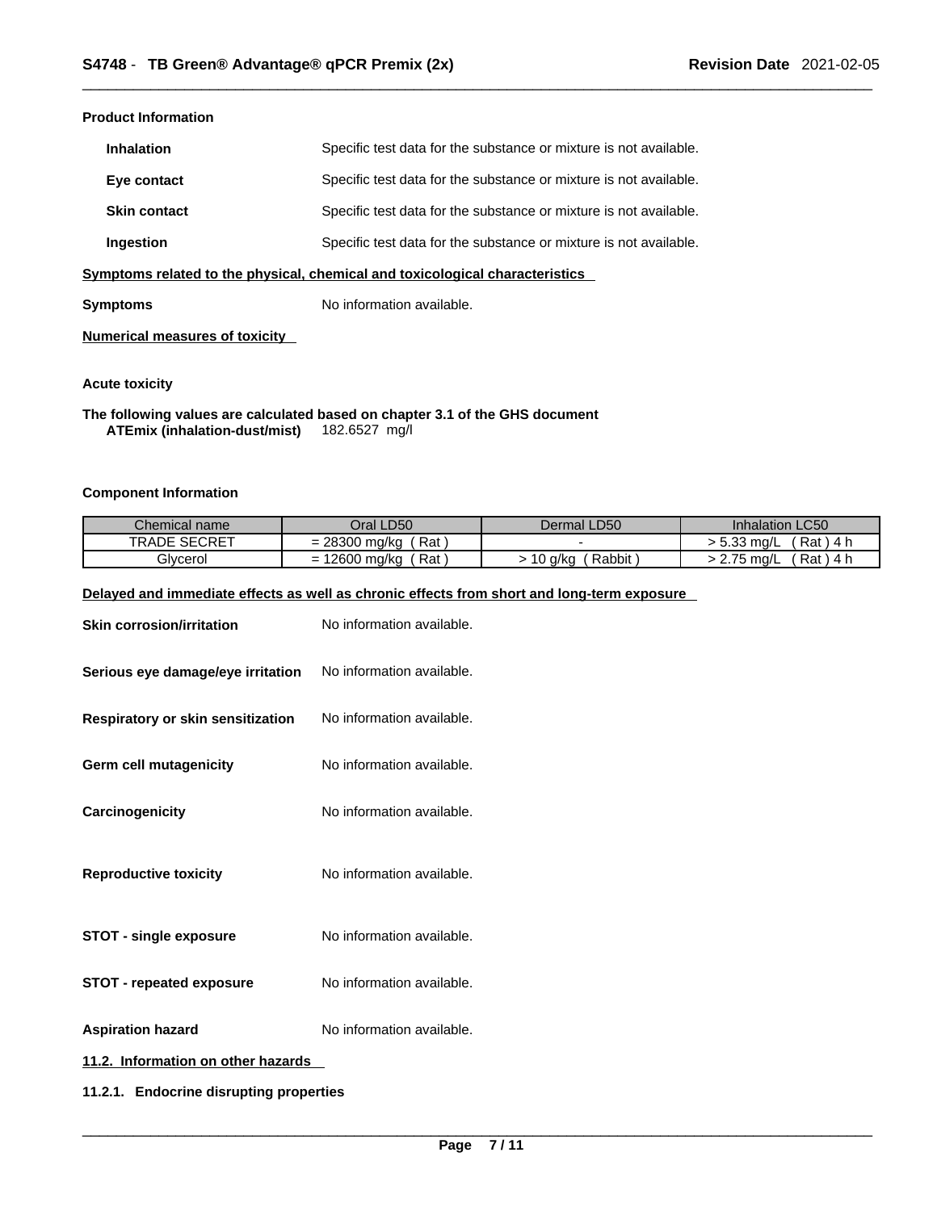**Product Information**

| | |
|---|---|
| **Inhalation** | Specific test data for the substance or mixture is not available. |
| **Eye contact** | Specific test data for the substance or mixture is not available. |
| **Skin contact** | Specific test data for the substance or mixture is not available. |
| **Ingestion** | Specific test data for the substance or mixture is not available. |

**Symptoms related to the physical, chemical and toxicological characteristics**

**Symptoms** No information available.

**Numerical measures of toxicity**

**Acute toxicity**

**The following values are calculated based on chapter 3.1 of the GHS document**
**ATEmix (inhalation-dust/mist)** 182.6527 mg/l

**Component Information**

| Chemical name | Oral LD50 | Dermal LD50 | Inhalation LC50 |
|---|---|---|---|
| TRADE SECRET | = 28300 mg/kg ( Rat ) | - | > 5.33 mg/L ( Rat ) 4 h |
| Glycerol | = 12600 mg/kg ( Rat ) | > 10 g/kg ( Rabbit ) | > 2.75 mg/L ( Rat ) 4 h |

**Delayed and immediate effects as well as chronic effects from short and long-term exposure**

| | |
|---|---|
| **Skin corrosion/irritation** | No information available. |
| **Serious eye damage/eye irritation** | No information available. |
| **Respiratory or skin sensitization** | No information available. |
| **Germ cell mutagenicity** | No information available. |
| **Carcinogenicity** | No information available. |
| **Reproductive toxicity** | No information available. |
| **STOT - single exposure** | No information available. |
| **STOT - repeated exposure** | No information available. |
| **Aspiration hazard** | No information available. |

**11.2. Information on other hazards**

**11.2.1. Endocrine disrupting properties**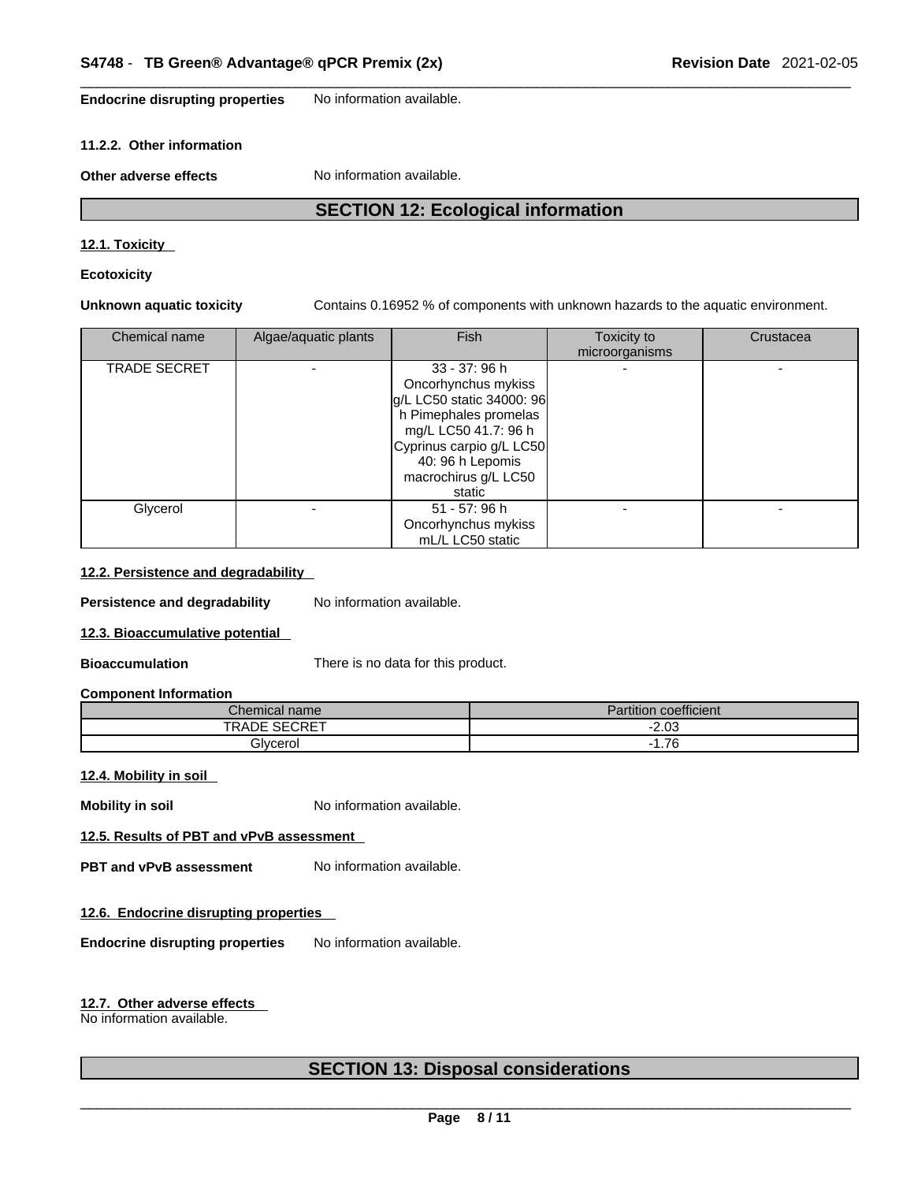**Endocrine disrupting properties** No information available.

#### 11.2.2. Other information

**Other adverse effects** No information available.

## SECTION 12: Ecological information

### 12.1. Toxicity

**Ecotoxicity**

**Unknown aquatic toxicity** Contains 0.16952 % of components with unknown hazards to the aquatic environment.

| Chemical name | Algae/aquatic plants | Fish | Toxicity to microorganisms | Crustacea |
| --- | --- | --- | --- | --- |
| TRADE SECRET | - | 33 - 37: 96 h Oncorhynchus mykiss g/L LC50 static 34000: 96 h Pimephales promelas mg/L LC50 41.7: 96 h Cyprinus carpio g/L LC50 40: 96 h Lepomis macrochirus g/L LC50 static | - | - |
| Glycerol | - | 51 - 57: 96 h Oncorhynchus mykiss mL/L LC50 static | - | - |

### 12.2. Persistence and degradability

**Persistence and degradability** No information available.

### 12.3. Bioaccumulative potential

**Bioaccumulation** There is no data for this product.

**Component Information**

| Chemical name | Partition coefficient |
| --- | --- |
| TRADE SECRET | -2.03 |
| Glycerol | -1.76 |

### 12.4. Mobility in soil

**Mobility in soil** No information available.

### 12.5. Results of PBT and vPvB assessment

**PBT and vPvB assessment** No information available.

### 12.6. Endocrine disrupting properties

**Endocrine disrupting properties** No information available.

### 12.7. Other adverse effects

No information available.

## SECTION 13: Disposal considerations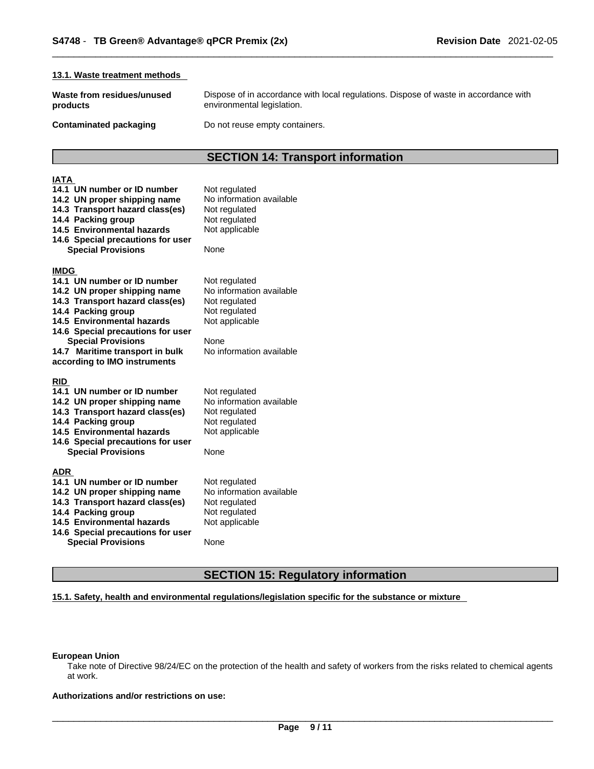#### 13.1. Waste treatment methods

| | |
|---|---|
| **Waste from residues/unused products** | Dispose of in accordance with local regulations. Dispose of waste in accordance with environmental legislation. |
| **Contaminated packaging** | Do not reuse empty containers. |

## SECTION 14: Transport information

**IATA**

| | |
|---|---|
| **14.1 UN number or ID number** | Not regulated |
| **14.2 UN proper shipping name** | No information available |
| **14.3 Transport hazard class(es)** | Not regulated |
| **14.4 Packing group** | Not regulated |
| **14.5 Environmental hazards** | Not applicable |
| **14.6 Special precautions for user** | |
| **Special Provisions** | None |

**IMDG**

| | |
|---|---|
| **14.1 UN number or ID number** | Not regulated |
| **14.2 UN proper shipping name** | No information available |
| **14.3 Transport hazard class(es)** | Not regulated |
| **14.4 Packing group** | Not regulated |
| **14.5 Environmental hazards** | Not applicable |
| **14.6 Special precautions for user** | |
| **Special Provisions** | None |
| **14.7 Maritime transport in bulk according to IMO instruments** | No information available |

**RID**

| | |
|---|---|
| **14.1 UN number or ID number** | Not regulated |
| **14.2 UN proper shipping name** | No information available |
| **14.3 Transport hazard class(es)** | Not regulated |
| **14.4 Packing group** | Not regulated |
| **14.5 Environmental hazards** | Not applicable |
| **14.6 Special precautions for user** | |
| **Special Provisions** | None |

**ADR**

| | |
|---|---|
| **14.1 UN number or ID number** | Not regulated |
| **14.2 UN proper shipping name** | No information available |
| **14.3 Transport hazard class(es)** | Not regulated |
| **14.4 Packing group** | Not regulated |
| **14.5 Environmental hazards** | Not applicable |
| **14.6 Special precautions for user** | |
| **Special Provisions** | None |

## SECTION 15: Regulatory information

#### 15.1. Safety, health and environmental regulations/legislation specific for the substance or mixture

**European Union**

Take note of Directive 98/24/EC on the protection of the health and safety of workers from the risks related to chemical agents at work.

**Authorizations and/or restrictions on use:**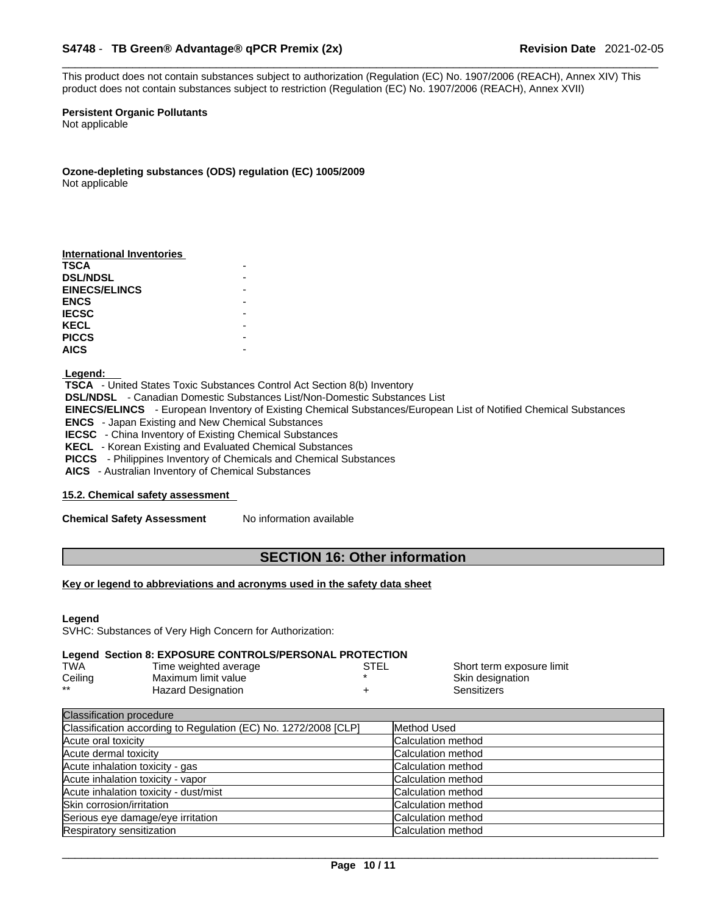This product does not contain substances subject to authorization (Regulation (EC) No. 1907/2006 (REACH), Annex XIV) This product does not contain substances subject to restriction (Regulation (EC) No. 1907/2006 (REACH), Annex XVII)

**Persistent Organic Pollutants**
Not applicable

**Ozone-depleting substances (ODS) regulation (EC) 1005/2009**
Not applicable

**International Inventories**

| | |
|---|---|
| **TSCA** | - |
| **DSL/NDSL** | - |
| **EINECS/ELINCS** | - |
| **ENCS** | - |
| **IECSC** | - |
| **KECL** | - |
| **PICCS** | - |
| **AICS** | - |

**Legend:**

**TSCA** - United States Toxic Substances Control Act Section 8(b) Inventory
**DSL/NDSL** - Canadian Domestic Substances List/Non-Domestic Substances List
**EINECS/ELINCS** - European Inventory of Existing Chemical Substances/European List of Notified Chemical Substances
**ENCS** - Japan Existing and New Chemical Substances
**IECSC** - China Inventory of Existing Chemical Substances
**KECL** - Korean Existing and Evaluated Chemical Substances
**PICCS** - Philippines Inventory of Chemicals and Chemical Substances
**AICS** - Australian Inventory of Chemical Substances

### 15.2. Chemical safety assessment

**Chemical Safety Assessment** No information available

## SECTION 16: Other information

**Key or legend to abbreviations and acronyms used in the safety data sheet**

**Legend**
SVHC: Substances of Very High Concern for Authorization:

**Legend Section 8: EXPOSURE CONTROLS/PERSONAL PROTECTION**

| | | | |
|---|---|---|---|
| TWA | Time weighted average | STEL | Short term exposure limit |
| Ceiling | Maximum limit value | * | Skin designation |
| ** | Hazard Designation | + | Sensitizers |

| Classification procedure | |
|---|---|
| Classification according to Regulation (EC) No. 1272/2008 [CLP] | Method Used |
| Acute oral toxicity | Calculation method |
| Acute dermal toxicity | Calculation method |
| Acute inhalation toxicity - gas | Calculation method |
| Acute inhalation toxicity - vapor | Calculation method |
| Acute inhalation toxicity - dust/mist | Calculation method |
| Skin corrosion/irritation | Calculation method |
| Serious eye damage/eye irritation | Calculation method |
| Respiratory sensitization | Calculation method |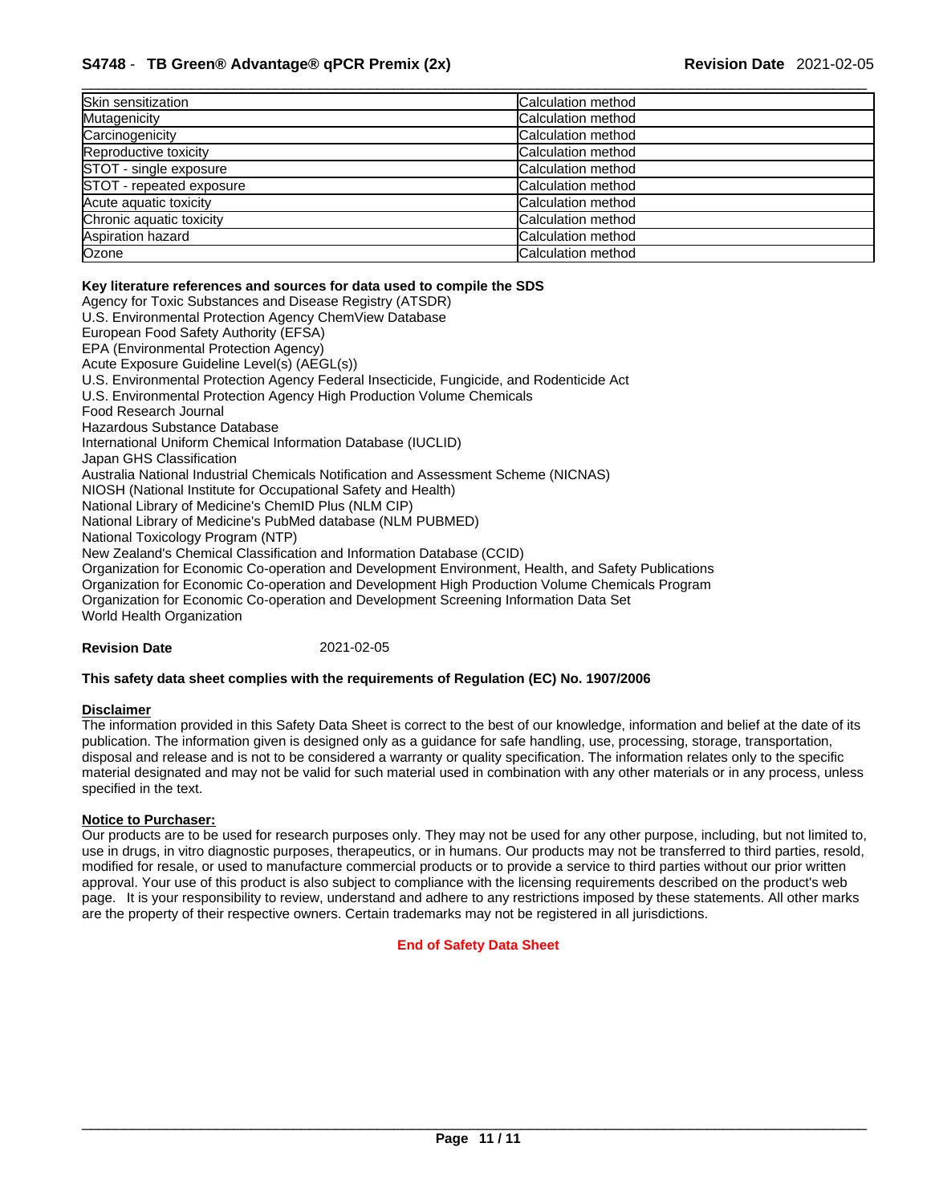| | |
|---|---|
| Skin sensitization | Calculation method |
| Mutagenicity | Calculation method |
| Carcinogenicity | Calculation method |
| Reproductive toxicity | Calculation method |
| STOT - single exposure | Calculation method |
| STOT - repeated exposure | Calculation method |
| Acute aquatic toxicity | Calculation method |
| Chronic aquatic toxicity | Calculation method |
| Aspiration hazard | Calculation method |
| Ozone | Calculation method |

**Key literature references and sources for data used to compile the SDS**

Agency for Toxic Substances and Disease Registry (ATSDR)
U.S. Environmental Protection Agency ChemView Database
European Food Safety Authority (EFSA)
EPA (Environmental Protection Agency)
Acute Exposure Guideline Level(s) (AEGL(s))
U.S. Environmental Protection Agency Federal Insecticide, Fungicide, and Rodenticide Act
U.S. Environmental Protection Agency High Production Volume Chemicals
Food Research Journal
Hazardous Substance Database
International Uniform Chemical Information Database (IUCLID)
Japan GHS Classification
Australia National Industrial Chemicals Notification and Assessment Scheme (NICNAS)
NIOSH (National Institute for Occupational Safety and Health)
National Library of Medicine's ChemID Plus (NLM CIP)
National Library of Medicine's PubMed database (NLM PUBMED)
National Toxicology Program (NTP)
New Zealand's Chemical Classification and Information Database (CCID)
Organization for Economic Co-operation and Development Environment, Health, and Safety Publications
Organization for Economic Co-operation and Development High Production Volume Chemicals Program
Organization for Economic Co-operation and Development Screening Information Data Set
World Health Organization

**Revision Date** 2021-02-05

**This safety data sheet complies with the requirements of Regulation (EC) No. 1907/2006**

**Disclaimer**

The information provided in this Safety Data Sheet is correct to the best of our knowledge, information and belief at the date of its publication. The information given is designed only as a guidance for safe handling, use, processing, storage, transportation, disposal and release and is not to be considered a warranty or quality specification. The information relates only to the specific material designated and may not be valid for such material used in combination with any other materials or in any process, unless specified in the text.

**Notice to Purchaser:**

Our products are to be used for research purposes only. They may not be used for any other purpose, including, but not limited to, use in drugs, in vitro diagnostic purposes, therapeutics, or in humans. Our products may not be transferred to third parties, resold, modified for resale, or used to manufacture commercial products or to provide a service to third parties without our prior written approval. Your use of this product is also subject to compliance with the licensing requirements described on the product's web page. It is your responsibility to review, understand and adhere to any restrictions imposed by these statements. All other marks are the property of their respective owners. Certain trademarks may not be registered in all jurisdictions.

**End of Safety Data Sheet**